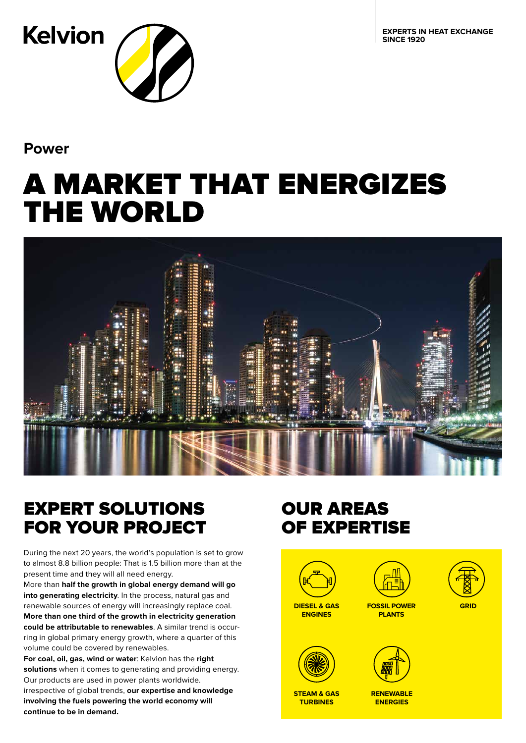Kelvion

EXPERTS IN HEAT EXCHANGE SINCE 1920

## Power

# A MARKET THAT ENERGIZES THE WORLD

## EXPERT SOLUTIONS FOR YOUR PROJECT

During the next 20 years, the world's population is set to grow to almost 8.8 billion people: That is 1.5 billion more than at the present time and they will all need energy.
More than **half the growth in global energy demand will go into generating electricity**. In the process, natural gas and renewable sources of energy will increasingly replace coal. **More than one third of the growth in electricity generation could be attributable to renewables**. A similar trend is occurring in global primary energy growth, where a quarter of this volume could be covered by renewables.
**For coal, oil, gas, wind or water**: Kelvion has the **right solutions** when it comes to generating and providing energy. Our products are used in power plants worldwide.
irrespective of global trends, **our expertise and knowledge involving the fuels powering the world economy will continue to be in demand.**

## OUR AREAS OF EXPERTISE

- DIESEL & GAS ENGINES
- FOSSIL POWER PLANTS
- GRID
- STEAM & GAS TURBINES
- RENEWABLE ENERGIES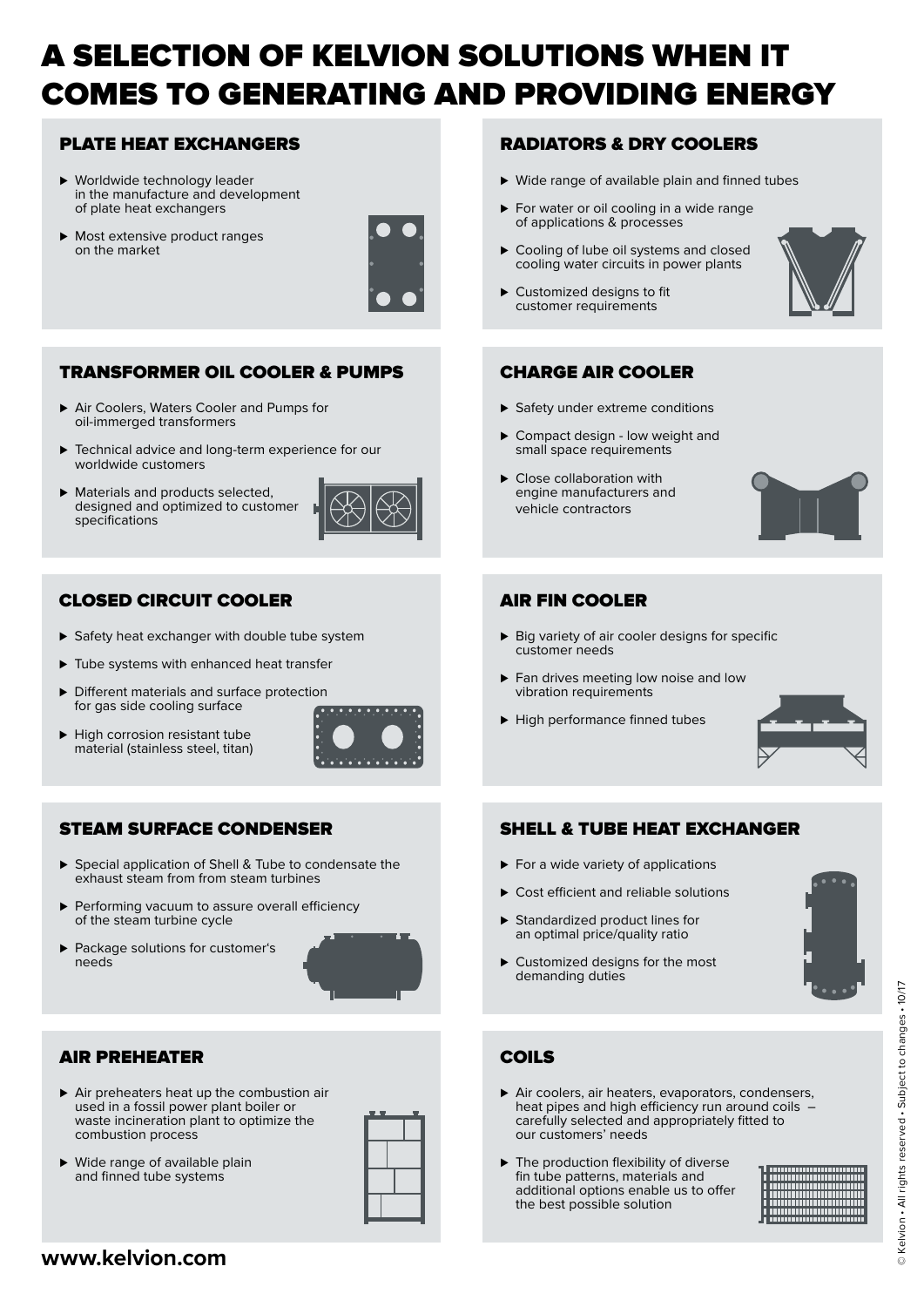# A SELECTION OF KELVION SOLUTIONS WHEN IT COMES TO GENERATING AND PROVIDING ENERGY

## PLATE HEAT EXCHANGERS

- Worldwide technology leader in the manufacture and development of plate heat exchangers
- Most extensive product ranges on the market

## RADIATORS & DRY COOLERS

- Wide range of available plain and finned tubes
- For water or oil cooling in a wide range of applications & processes
- Cooling of lube oil systems and closed cooling water circuits in power plants
- Customized designs to fit customer requirements

## TRANSFORMER OIL COOLER & PUMPS

- Air Coolers, Waters Cooler and Pumps for oil-immerged transformers
- Technical advice and long-term experience for our worldwide customers
- Materials and products selected, designed and optimized to customer specifications

## CHARGE AIR COOLER

- Safety under extreme conditions
- Compact design - low weight and small space requirements
- Close collaboration with engine manufacturers and vehicle contractors

## CLOSED CIRCUIT COOLER

- Safety heat exchanger with double tube system
- Tube systems with enhanced heat transfer
- Different materials and surface protection for gas side cooling surface
- High corrosion resistant tube material (stainless steel, titan)

## AIR FIN COOLER

- Big variety of air cooler designs for specific customer needs
- Fan drives meeting low noise and low vibration requirements
- High performance finned tubes

## STEAM SURFACE CONDENSER

- Special application of Shell & Tube to condensate the exhaust steam from from steam turbines
- Performing vacuum to assure overall efficiency of the steam turbine cycle
- Package solutions for customer's needs

## SHELL & TUBE HEAT EXCHANGER

- For a wide variety of applications
- Cost efficient and reliable solutions
- Standardized product lines for an optimal price/quality ratio
- Customized designs for the most demanding duties

## AIR PREHEATER

- Air preheaters heat up the combustion air used in a fossil power plant boiler or waste incineration plant to optimize the combustion process
- Wide range of available plain and finned tube systems

## COILS

- Air coolers, air heaters, evaporators, condensers, heat pipes and high efficiency run around coils – carefully selected and appropriately fitted to our customers' needs
- The production flexibility of diverse fin tube patterns, materials and additional options enable us to offer the best possible solution

**www.kelvion.com**

© Kelvion • All rights reserved • Subject to changes • 10/17